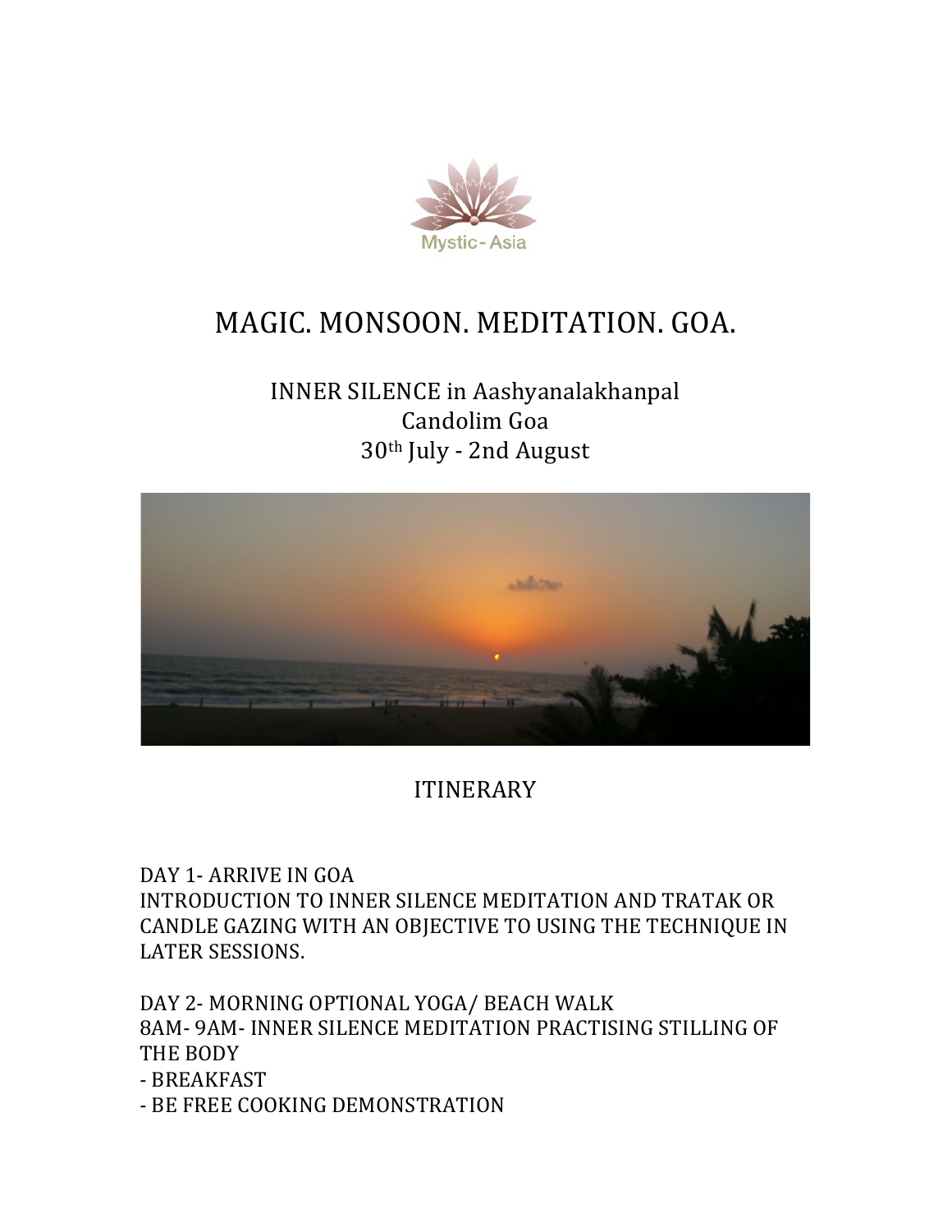Mystic - Asia

# MAGIC. MONSOON. MEDITATION. GOA.

INNER SILENCE in Aashyanalakhanpal
Candolim Goa
30th July - 2nd August

## ITINERARY

DAY 1- ARRIVE IN GOA
INTRODUCTION TO INNER SILENCE MEDITATION AND TRATAK OR CANDLE GAZING WITH AN OBJECTIVE TO USING THE TECHNIQUE IN LATER SESSIONS.

DAY 2- MORNING OPTIONAL YOGA/ BEACH WALK
8AM- 9AM- INNER SILENCE MEDITATION PRACTISING STILLING OF THE BODY
- BREAKFAST
- BE FREE COOKING DEMONSTRATION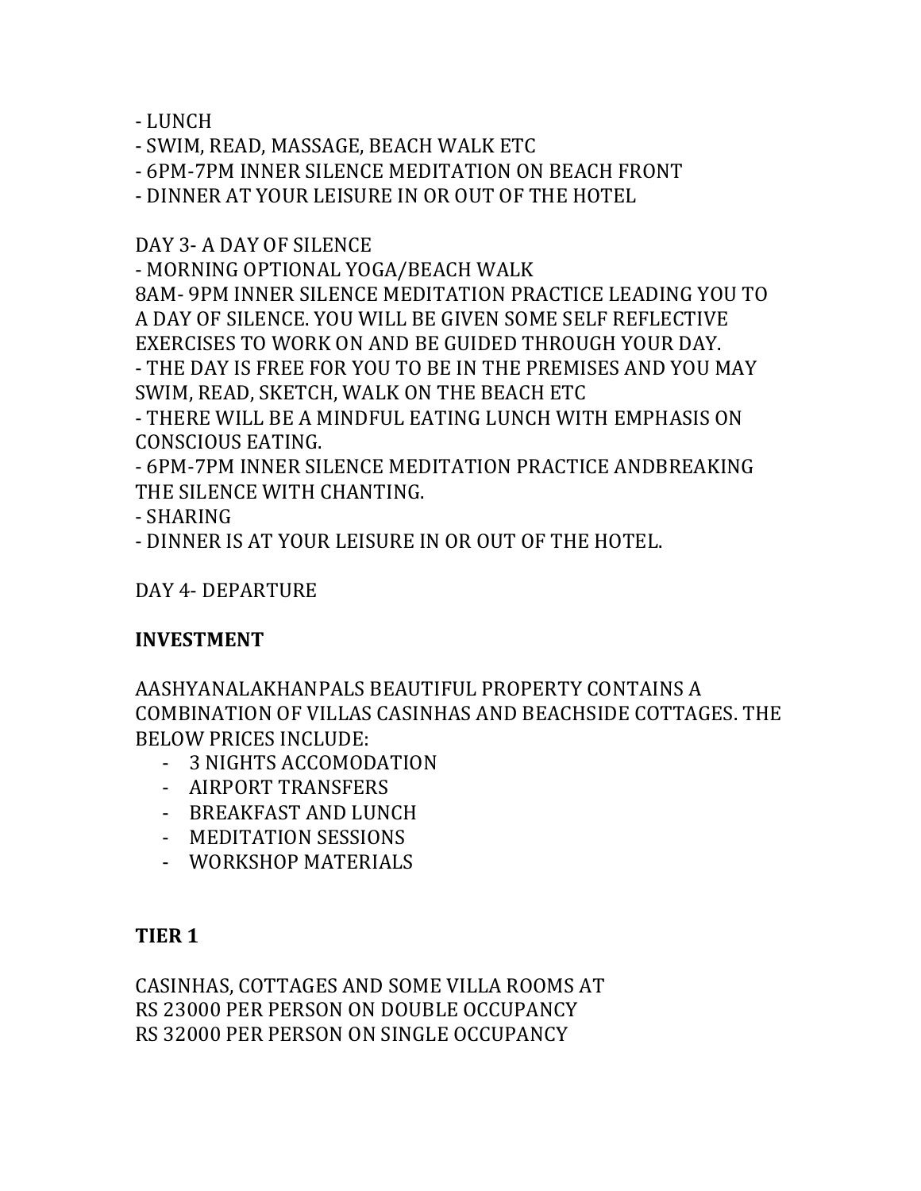- LUNCH
- SWIM, READ, MASSAGE, BEACH WALK ETC
- 6PM-7PM INNER SILENCE MEDITATION ON BEACH FRONT
- DINNER AT YOUR LEISURE IN OR OUT OF THE HOTEL

DAY 3- A DAY OF SILENCE
- MORNING OPTIONAL YOGA/BEACH WALK

8AM- 9PM INNER SILENCE MEDITATION PRACTICE LEADING YOU TO A DAY OF SILENCE. YOU WILL BE GIVEN SOME SELF REFLECTIVE EXERCISES TO WORK ON AND BE GUIDED THROUGH YOUR DAY.
- THE DAY IS FREE FOR YOU TO BE IN THE PREMISES AND YOU MAY SWIM, READ, SKETCH, WALK ON THE BEACH ETC
- THERE WILL BE A MINDFUL EATING LUNCH WITH EMPHASIS ON CONSCIOUS EATING.
- 6PM-7PM INNER SILENCE MEDITATION PRACTICE ANDBREAKING THE SILENCE WITH CHANTING.
- SHARING
- DINNER IS AT YOUR LEISURE IN OR OUT OF THE HOTEL.

DAY 4- DEPARTURE

**INVESTMENT**

AASHYANALAKHANPALS BEAUTIFUL PROPERTY CONTAINS A COMBINATION OF VILLAS CASINHAS AND BEACHSIDE COTTAGES. THE BELOW PRICES INCLUDE:

- 3 NIGHTS ACCOMODATION
- AIRPORT TRANSFERS
- BREAKFAST AND LUNCH
- MEDITATION SESSIONS
- WORKSHOP MATERIALS

**TIER 1**

CASINHAS, COTTAGES AND SOME VILLA ROOMS AT
RS 23000 PER PERSON ON DOUBLE OCCUPANCY
RS 32000 PER PERSON ON SINGLE OCCUPANCY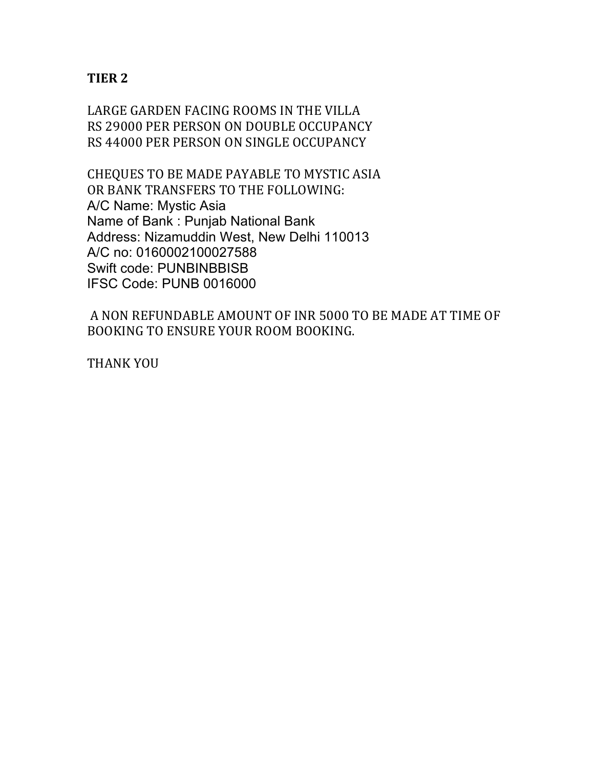**TIER 2**

LARGE GARDEN FACING ROOMS IN THE VILLA
RS 29000 PER PERSON ON DOUBLE OCCUPANCY
RS 44000 PER PERSON ON SINGLE OCCUPANCY

CHEQUES TO BE MADE PAYABLE TO MYSTIC ASIA
OR BANK TRANSFERS TO THE FOLLOWING:
A/C Name: Mystic Asia
Name of Bank : Punjab National Bank
Address: Nizamuddin West, New Delhi 110013
A/C no: 0160002100027588
Swift code: PUNBINBBISB
IFSC Code: PUNB 0016000

A NON REFUNDABLE AMOUNT OF INR 5000 TO BE MADE AT TIME OF BOOKING TO ENSURE YOUR ROOM BOOKING.

THANK YOU